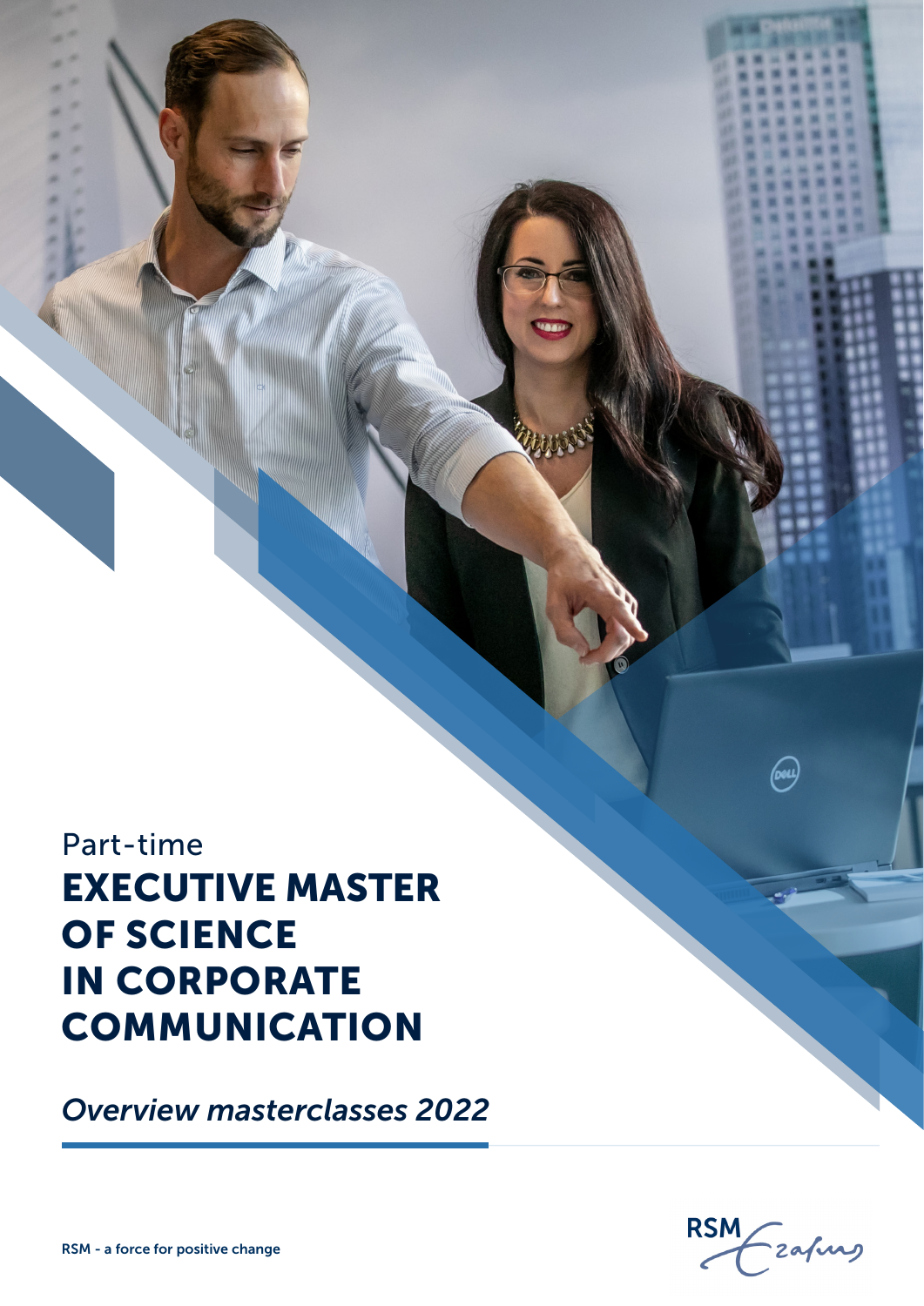Part-time

# EXECUTIVE MASTER OF SCIENCE IN CORPORATE COMMUNICATION

*Overview masterclasses 2022*

RSM - a force for positive change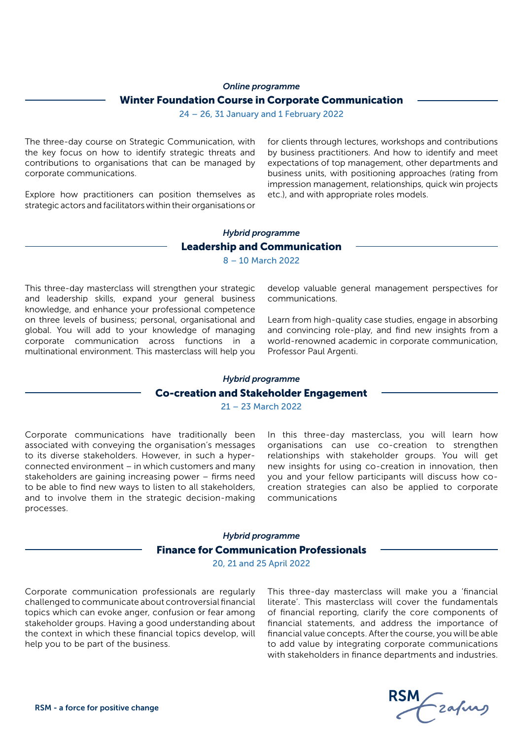*Online programme*

## Winter Foundation Course in Corporate Communication

24 – 26, 31 January and 1 February 2022

The three-day course on Strategic Communication, with the key focus on how to identify strategic threats and contributions to organisations that can be managed by corporate communications.

Explore how practitioners can position themselves as strategic actors and facilitators within their organisations or for clients through lectures, workshops and contributions by business practitioners. And how to identify and meet expectations of top management, other departments and business units, with positioning approaches (rating from impression management, relationships, quick win projects etc.), and with appropriate roles models.

*Hybrid programme*

## Leadership and Communication

8 – 10 March 2022

This three-day masterclass will strengthen your strategic and leadership skills, expand your general business knowledge, and enhance your professional competence on three levels of business; personal, organisational and global. You will add to your knowledge of managing corporate communication across functions in a multinational environment. This masterclass will help you develop valuable general management perspectives for communications.

Learn from high-quality case studies, engage in absorbing and convincing role-play, and find new insights from a world-renowned academic in corporate communication, Professor Paul Argenti.

*Hybrid programme*

## Co-creation and Stakeholder Engagement

21 – 23 March 2022

Corporate communications have traditionally been associated with conveying the organisation's messages to its diverse stakeholders. However, in such a hyper-connected environment – in which customers and many stakeholders are gaining increasing power – firms need to be able to find new ways to listen to all stakeholders, and to involve them in the strategic decision-making processes.

In this three-day masterclass, you will learn how organisations can use co-creation to strengthen relationships with stakeholder groups. You will get new insights for using co-creation in innovation, then you and your fellow participants will discuss how co-creation strategies can also be applied to corporate communications

*Hybrid programme*

## Finance for Communication Professionals

20, 21 and 25 April 2022

Corporate communication professionals are regularly challenged to communicate about controversial financial topics which can evoke anger, confusion or fear among stakeholder groups. Having a good understanding about the context in which these financial topics develop, will help you to be part of the business.

This three-day masterclass will make you a 'financial literate'. This masterclass will cover the fundamentals of financial reporting, clarify the core components of financial statements, and address the importance of financial value concepts. After the course, you will be able to add value by integrating corporate communications with stakeholders in finance departments and industries.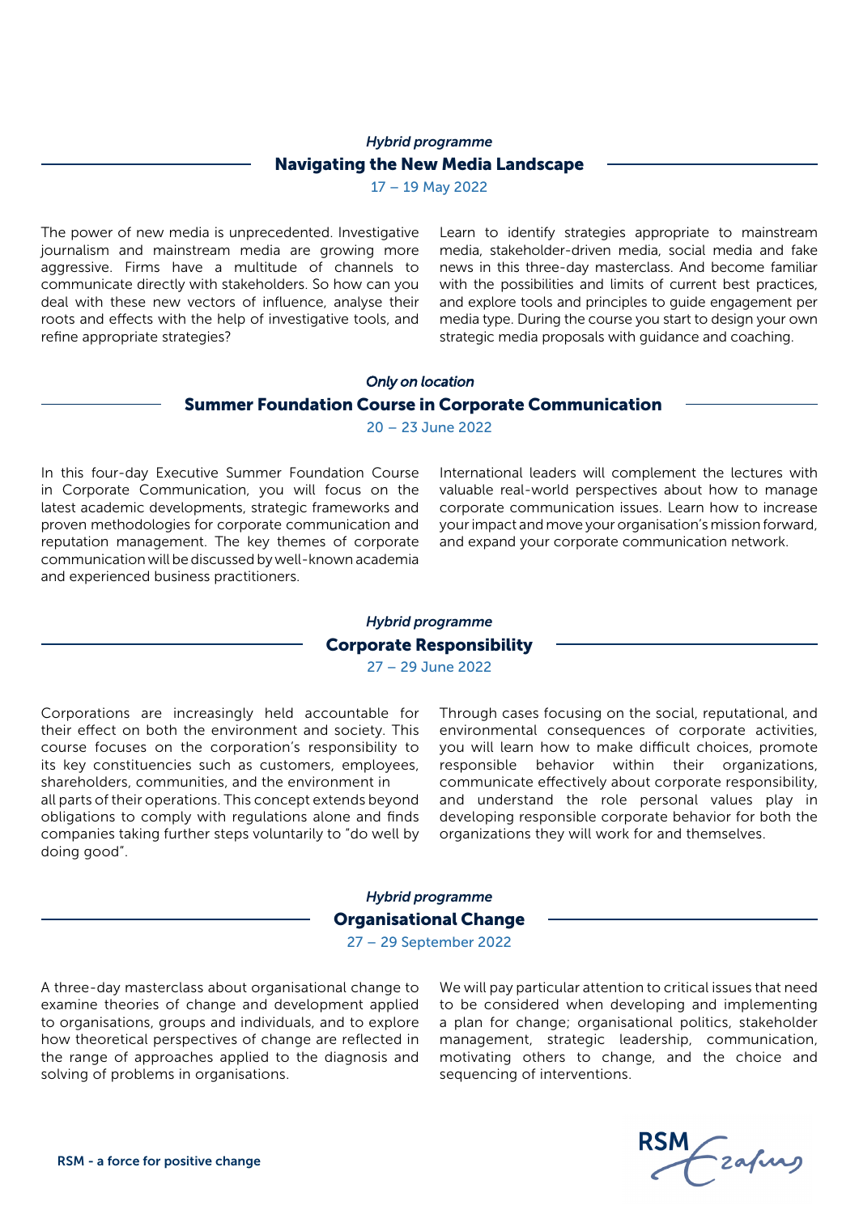*Hybrid programme*

## Navigating the New Media Landscape

17 – 19 May 2022

The power of new media is unprecedented. Investigative journalism and mainstream media are growing more aggressive. Firms have a multitude of channels to communicate directly with stakeholders. So how can you deal with these new vectors of influence, analyse their roots and effects with the help of investigative tools, and refine appropriate strategies?

Learn to identify strategies appropriate to mainstream media, stakeholder-driven media, social media and fake news in this three-day masterclass. And become familiar with the possibilities and limits of current best practices, and explore tools and principles to guide engagement per media type. During the course you start to design your own strategic media proposals with guidance and coaching.

*Only on location*

## Summer Foundation Course in Corporate Communication

20 – 23 June 2022

In this four-day Executive Summer Foundation Course in Corporate Communication, you will focus on the latest academic developments, strategic frameworks and proven methodologies for corporate communication and reputation management. The key themes of corporate communication will be discussed by well-known academia and experienced business practitioners.

International leaders will complement the lectures with valuable real-world perspectives about how to manage corporate communication issues. Learn how to increase your impact and move your organisation's mission forward, and expand your corporate communication network.

*Hybrid programme*

## Corporate Responsibility

27 – 29 June 2022

Corporations are increasingly held accountable for their effect on both the environment and society. This course focuses on the corporation's responsibility to its key constituencies such as customers, employees, shareholders, communities, and the environment in all parts of their operations. This concept extends beyond obligations to comply with regulations alone and finds companies taking further steps voluntarily to "do well by doing good".

Through cases focusing on the social, reputational, and environmental consequences of corporate activities, you will learn how to make difficult choices, promote responsible behavior within their organizations, communicate effectively about corporate responsibility, and understand the role personal values play in developing responsible corporate behavior for both the organizations they will work for and themselves.

*Hybrid programme*

## Organisational Change

27 – 29 September 2022

A three-day masterclass about organisational change to examine theories of change and development applied to organisations, groups and individuals, and to explore how theoretical perspectives of change are reflected in the range of approaches applied to the diagnosis and solving of problems in organisations.

We will pay particular attention to critical issues that need to be considered when developing and implementing a plan for change; organisational politics, stakeholder management, strategic leadership, communication, motivating others to change, and the choice and sequencing of interventions.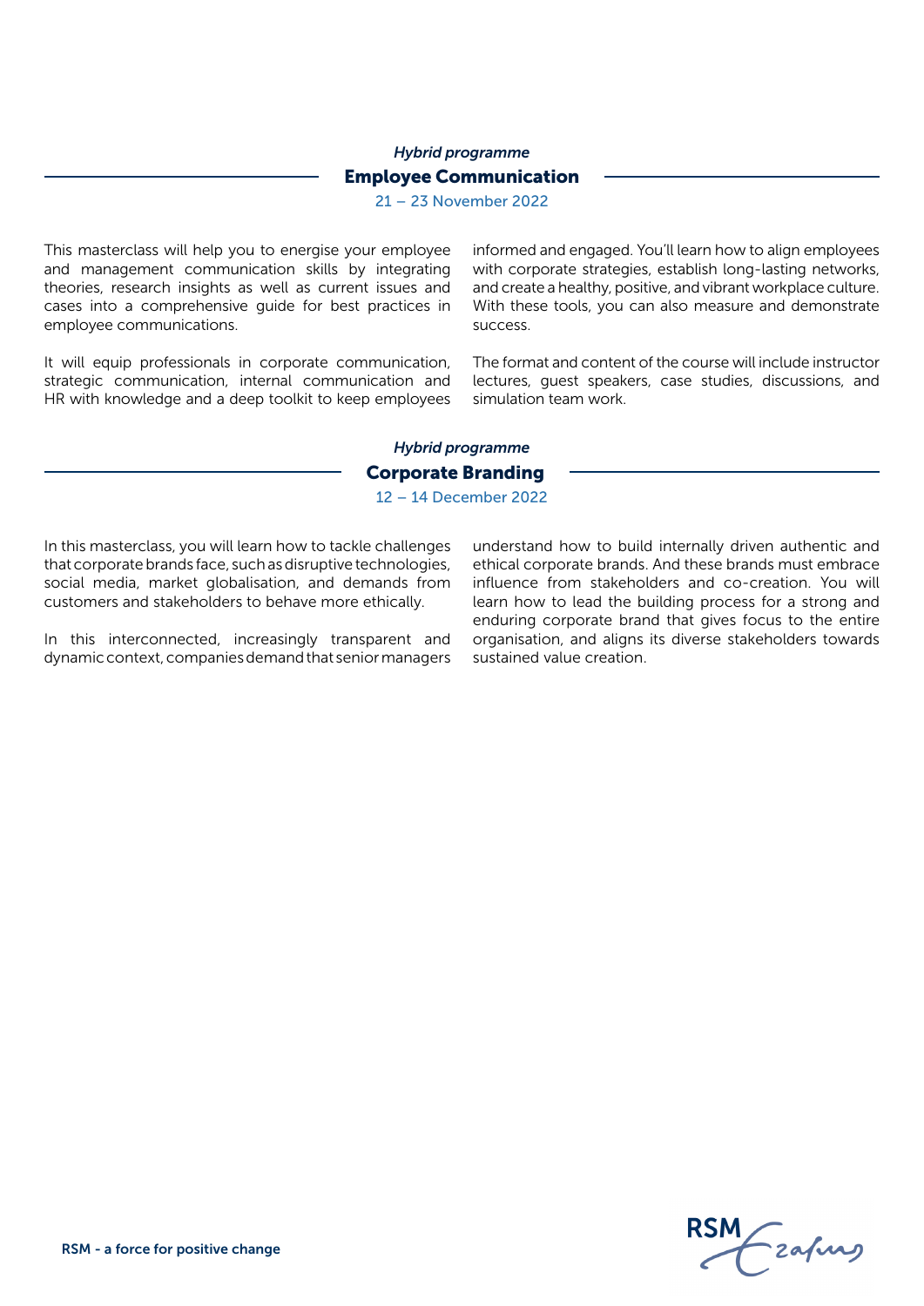*Hybrid programme*

## Employee Communication

21 – 23 November 2022

This masterclass will help you to energise your employee and management communication skills by integrating theories, research insights as well as current issues and cases into a comprehensive guide for best practices in employee communications.

It will equip professionals in corporate communication, strategic communication, internal communication and HR with knowledge and a deep toolkit to keep employees informed and engaged. You'll learn how to align employees with corporate strategies, establish long-lasting networks, and create a healthy, positive, and vibrant workplace culture. With these tools, you can also measure and demonstrate success.

The format and content of the course will include instructor lectures, guest speakers, case studies, discussions, and simulation team work.

*Hybrid programme*

## Corporate Branding

12 – 14 December 2022

In this masterclass, you will learn how to tackle challenges that corporate brands face, such as disruptive technologies, social media, market globalisation, and demands from customers and stakeholders to behave more ethically.

In this interconnected, increasingly transparent and dynamic context, companies demand that senior managers understand how to build internally driven authentic and ethical corporate brands. And these brands must embrace influence from stakeholders and co-creation. You will learn how to lead the building process for a strong and enduring corporate brand that gives focus to the entire organisation, and aligns its diverse stakeholders towards sustained value creation.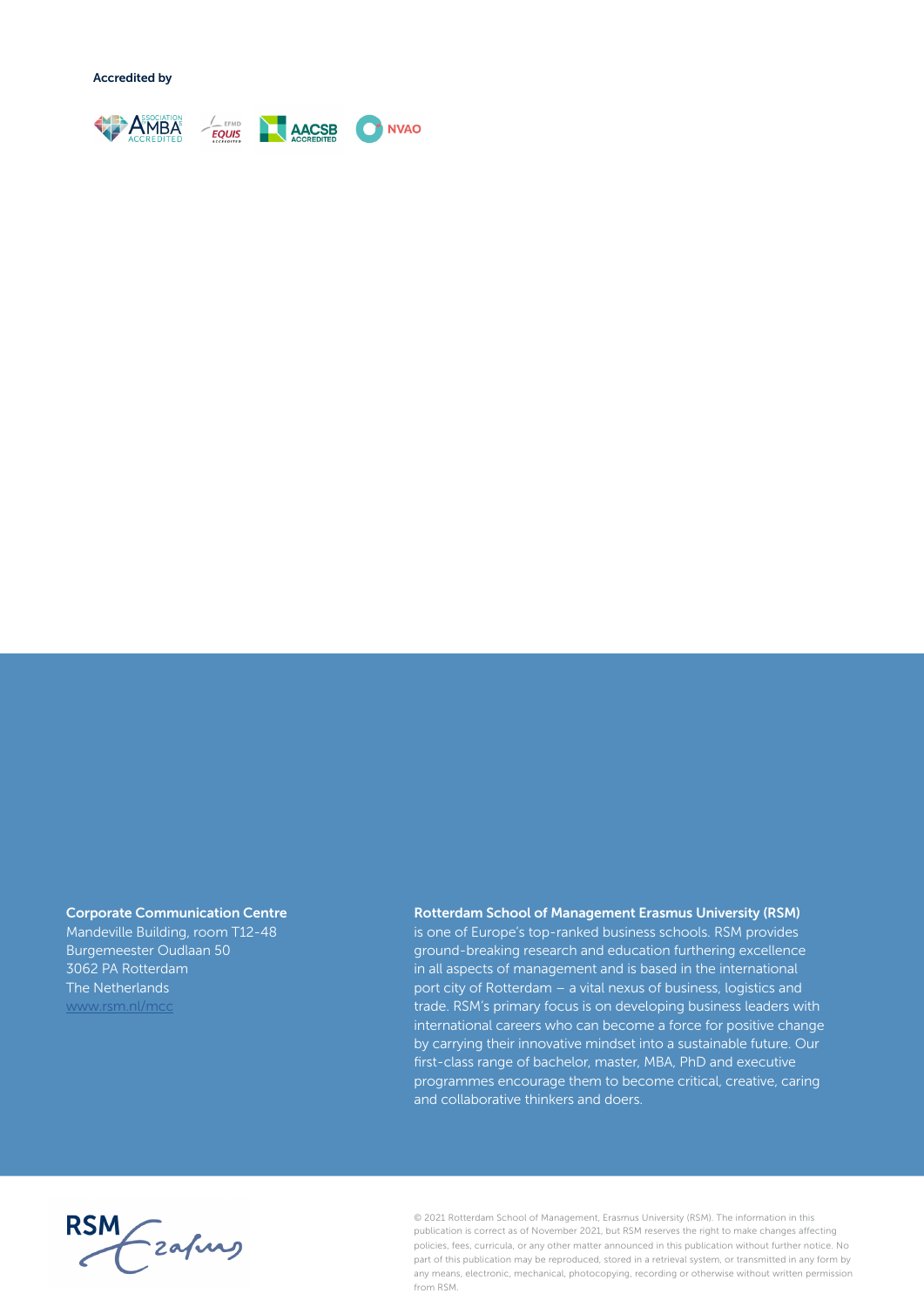**Accredited by**

AMBA ACCREDITED · EFMD EQUIS ACCREDITED · AACSB ACCREDITED · NVAO

**Corporate Communication Centre**
Mandeville Building, room T12-48
Burgemeester Oudlaan 50
3062 PA Rotterdam
The Netherlands
www.rsm.nl/mcc

**Rotterdam School of Management Erasmus University (RSM)**
is one of Europe's top-ranked business schools. RSM provides ground-breaking research and education furthering excellence in all aspects of management and is based in the international port city of Rotterdam – a vital nexus of business, logistics and trade. RSM's primary focus is on developing business leaders with international careers who can become a force for positive change by carrying their innovative mindset into a sustainable future. Our first-class range of bachelor, master, MBA, PhD and executive programmes encourage them to become critical, creative, caring and collaborative thinkers and doers.

RSM Erasmus

© 2021 Rotterdam School of Management, Erasmus University (RSM). The information in this publication is correct as of November 2021, but RSM reserves the right to make changes affecting policies, fees, curricula, or any other matter announced in this publication without further notice. No part of this publication may be reproduced, stored in a retrieval system, or transmitted in any form by any means, electronic, mechanical, photocopying, recording or otherwise without written permission from RSM.